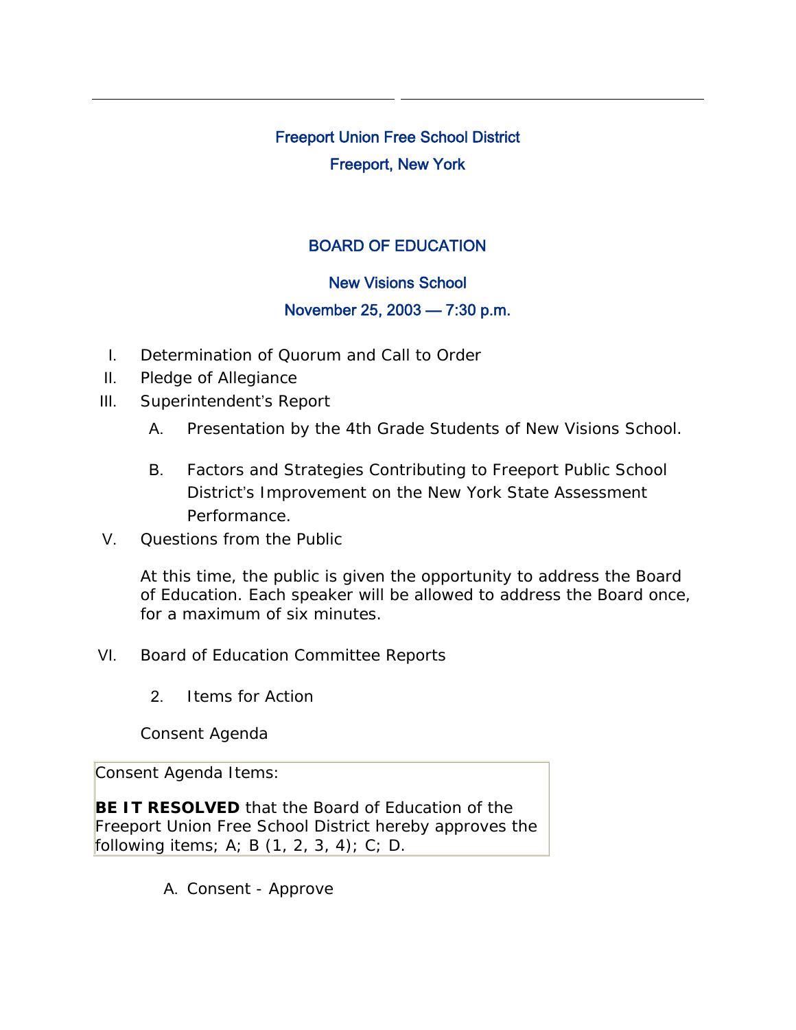# Freeport Union Free School District

## Freeport, New York

## BOARD OF EDUCATION

### New Visions School

### November 25, 2003 — 7:30 p.m.

I. Determination of Quorum and Call to Order

II. Pledge of Allegiance

III. Superintendent's Report

   A. Presentation by the 4th Grade Students of New Visions School.

   B. Factors and Strategies Contributing to Freeport Public School District's Improvement on the New York State Assessment Performance.

V. Questions from the Public

   At this time, the public is given the opportunity to address the Board of Education. Each speaker will be allowed to address the Board once, for a maximum of six minutes.

VI. Board of Education Committee Reports

   2. Items for Action

   Consent Agenda

| Consent Agenda Items: **BE IT RESOLVED** that the Board of Education of the Freeport Union Free School District hereby approves the following items; A; B (1, 2, 3, 4); C; D. |
| --- |

   A. Consent - Approve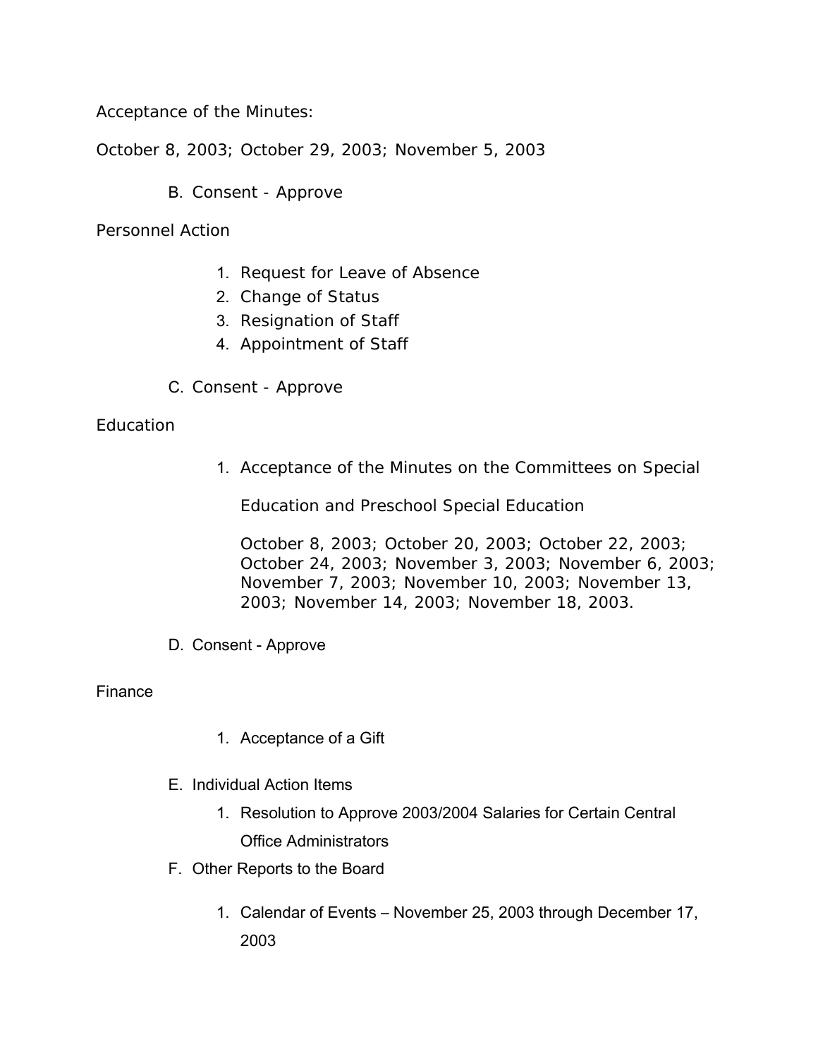Acceptance of the Minutes:

October 8, 2003; October 29, 2003; November 5, 2003

B. Consent - Approve

Personnel Action

1. Request for Leave of Absence
2. Change of Status
3. Resignation of Staff
4. Appointment of Staff

C. Consent - Approve

Education

1. Acceptance of the Minutes on the Committees on Special Education and Preschool Special Education

   October 8, 2003; October 20, 2003; October 22, 2003; October 24, 2003; November 3, 2003; November 6, 2003; November 7, 2003; November 10, 2003; November 13, 2003; November 14, 2003; November 18, 2003.

D. Consent - Approve

Finance

1. Acceptance of a Gift

E. Individual Action Items

1. Resolution to Approve 2003/2004 Salaries for Certain Central Office Administrators

F. Other Reports to the Board

1. Calendar of Events – November 25, 2003 through December 17, 2003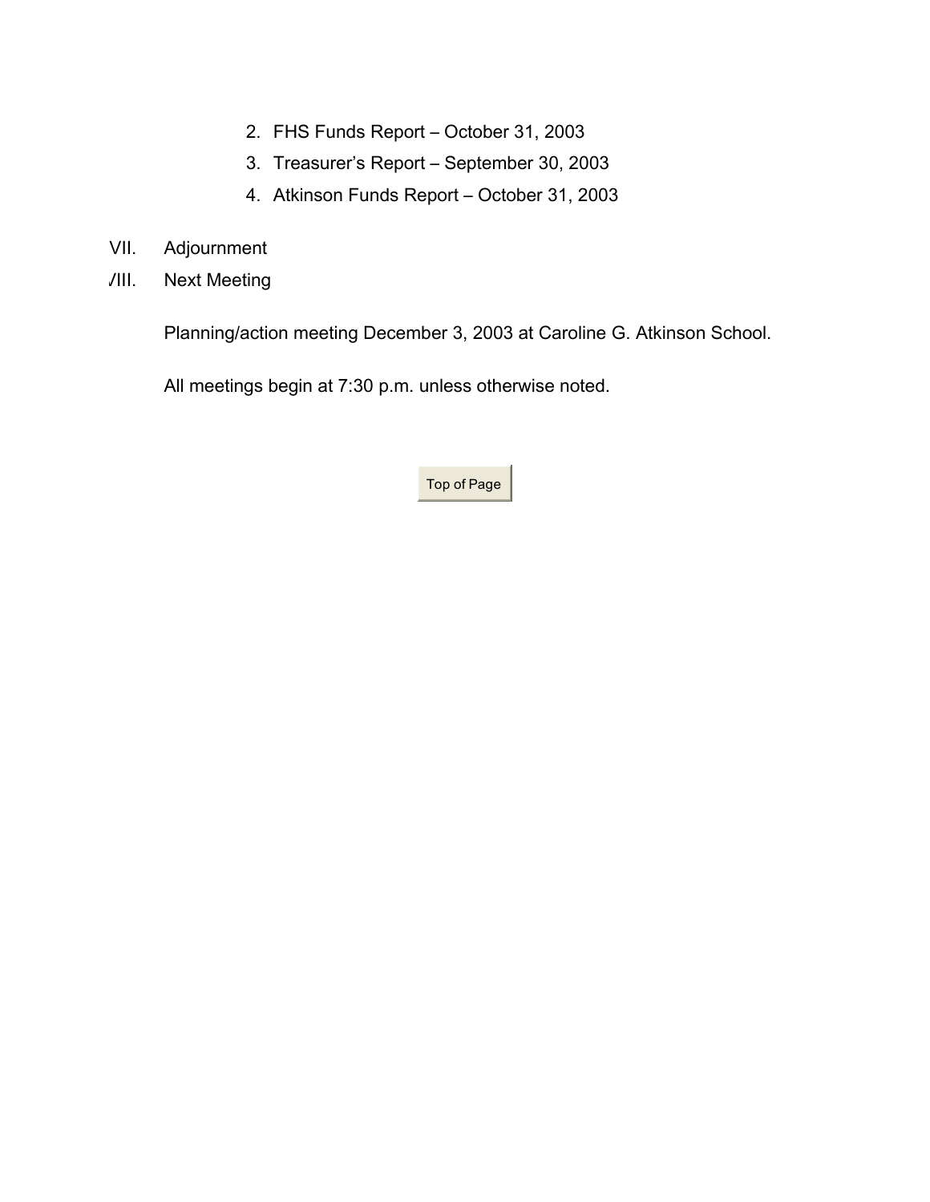2. FHS Funds Report – October 31, 2003
3. Treasurer's Report – September 30, 2003
4. Atkinson Funds Report – October 31, 2003

VII. Adjournment

VIII. Next Meeting

Planning/action meeting December 3, 2003 at Caroline G. Atkinson School.

All meetings begin at 7:30 p.m. unless otherwise noted.

Top of Page